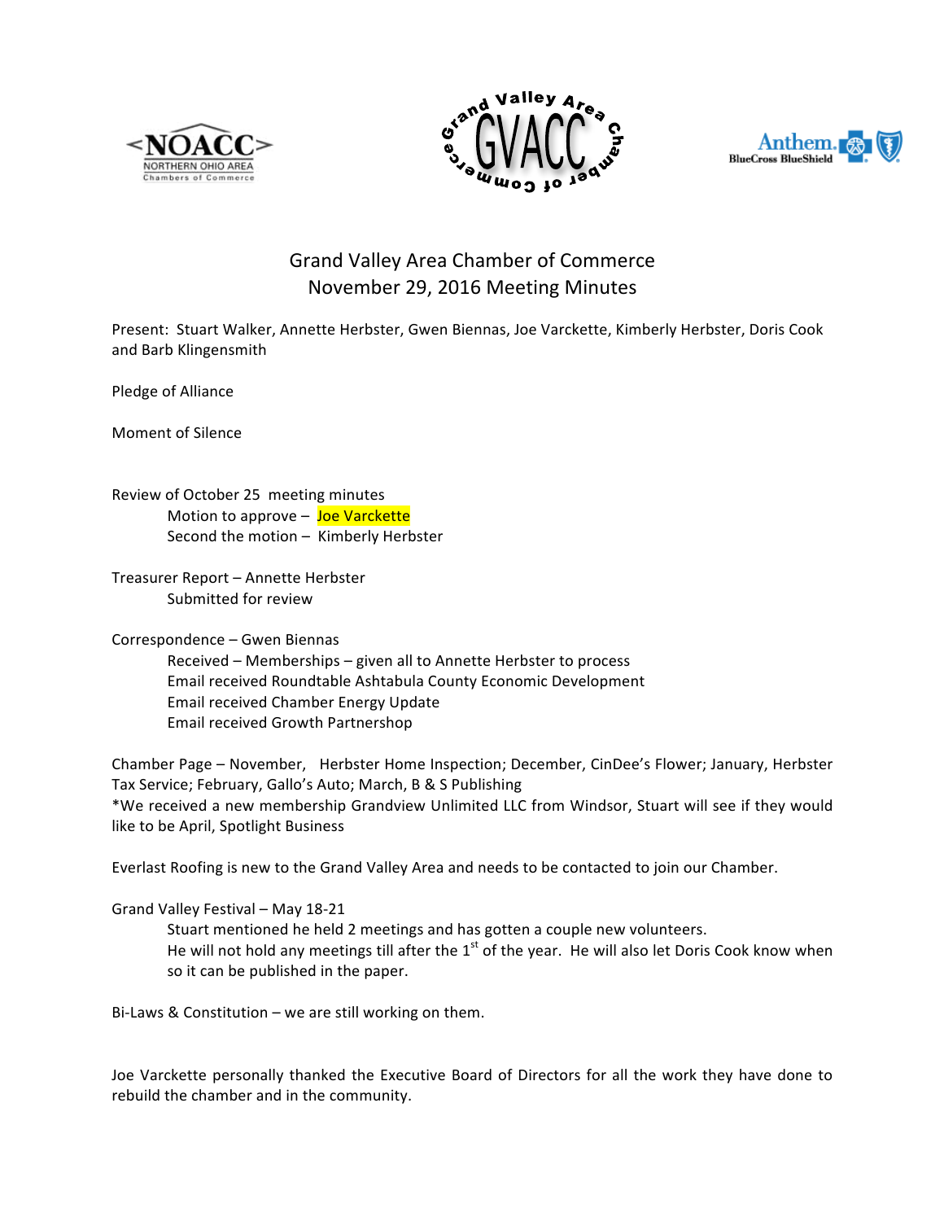# Grand Valley Area Chamber of Commerce
## November 29, 2016 Meeting Minutes

Present: Stuart Walker, Annette Herbster, Gwen Biennas, Joe Varckette, Kimberly Herbster, Doris Cook and Barb Klingensmith

Pledge of Alliance

Moment of Silence

Review of October 25 meeting minutes

- Motion to approve – Joe Varckette
- Second the motion – Kimberly Herbster

Treasurer Report – Annette Herbster

- Submitted for review

Correspondence – Gwen Biennas

- Received – Memberships – given all to Annette Herbster to process
- Email received Roundtable Ashtabula County Economic Development
- Email received Chamber Energy Update
- Email received Growth Partnershop

Chamber Page – November, Herbster Home Inspection; December, CinDee's Flower; January, Herbster Tax Service; February, Gallo's Auto; March, B & S Publishing

*We received a new membership Grandview Unlimited LLC from Windsor, Stuart will see if they would like to be April, Spotlight Business

Everlast Roofing is new to the Grand Valley Area and needs to be contacted to join our Chamber.

Grand Valley Festival – May 18-21

- Stuart mentioned he held 2 meetings and has gotten a couple new volunteers.
- He will not hold any meetings till after the 1st of the year. He will also let Doris Cook know when so it can be published in the paper.

Bi-Laws & Constitution – we are still working on them.

Joe Varckette personally thanked the Executive Board of Directors for all the work they have done to rebuild the chamber and in the community.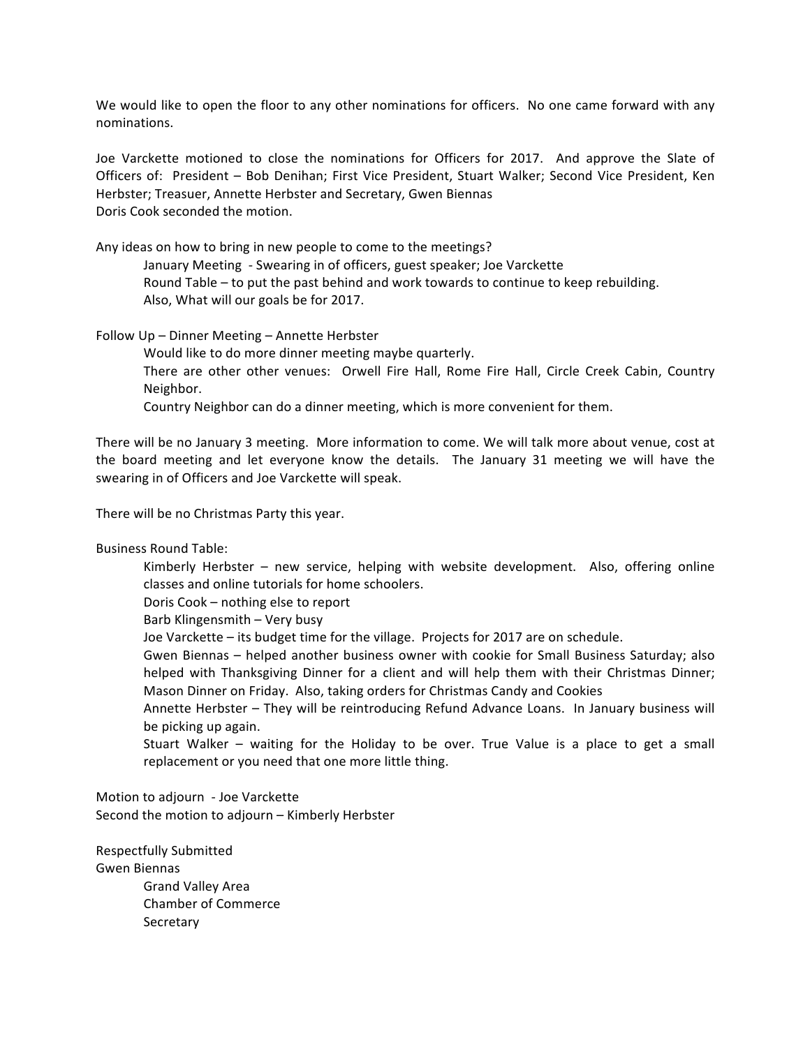We would like to open the floor to any other nominations for officers. No one came forward with any nominations.

Joe Varckette motioned to close the nominations for Officers for 2017. And approve the Slate of Officers of: President – Bob Denihan; First Vice President, Stuart Walker; Second Vice President, Ken Herbster; Treasuer, Annette Herbster and Secretary, Gwen Biennas
Doris Cook seconded the motion.

Any ideas on how to bring in new people to come to the meetings?

> January Meeting - Swearing in of officers, guest speaker; Joe Varckette
> Round Table – to put the past behind and work towards to continue to keep rebuilding.
> Also, What will our goals be for 2017.

Follow Up – Dinner Meeting – Annette Herbster

> Would like to do more dinner meeting maybe quarterly.
> There are other other venues: Orwell Fire Hall, Rome Fire Hall, Circle Creek Cabin, Country Neighbor.
> Country Neighbor can do a dinner meeting, which is more convenient for them.

There will be no January 3 meeting. More information to come. We will talk more about venue, cost at the board meeting and let everyone know the details. The January 31 meeting we will have the swearing in of Officers and Joe Varckette will speak.

There will be no Christmas Party this year.

Business Round Table:

> Kimberly Herbster – new service, helping with website development. Also, offering online classes and online tutorials for home schoolers.
> Doris Cook – nothing else to report
> Barb Klingensmith – Very busy
> Joe Varckette – its budget time for the village. Projects for 2017 are on schedule.
> Gwen Biennas – helped another business owner with cookie for Small Business Saturday; also helped with Thanksgiving Dinner for a client and will help them with their Christmas Dinner; Mason Dinner on Friday. Also, taking orders for Christmas Candy and Cookies
> Annette Herbster – They will be reintroducing Refund Advance Loans. In January business will be picking up again.
> Stuart Walker – waiting for the Holiday to be over. True Value is a place to get a small replacement or you need that one more little thing.

Motion to adjourn - Joe Varckette
Second the motion to adjourn – Kimberly Herbster

Respectfully Submitted
Gwen Biennas

> Grand Valley Area
> Chamber of Commerce
> Secretary